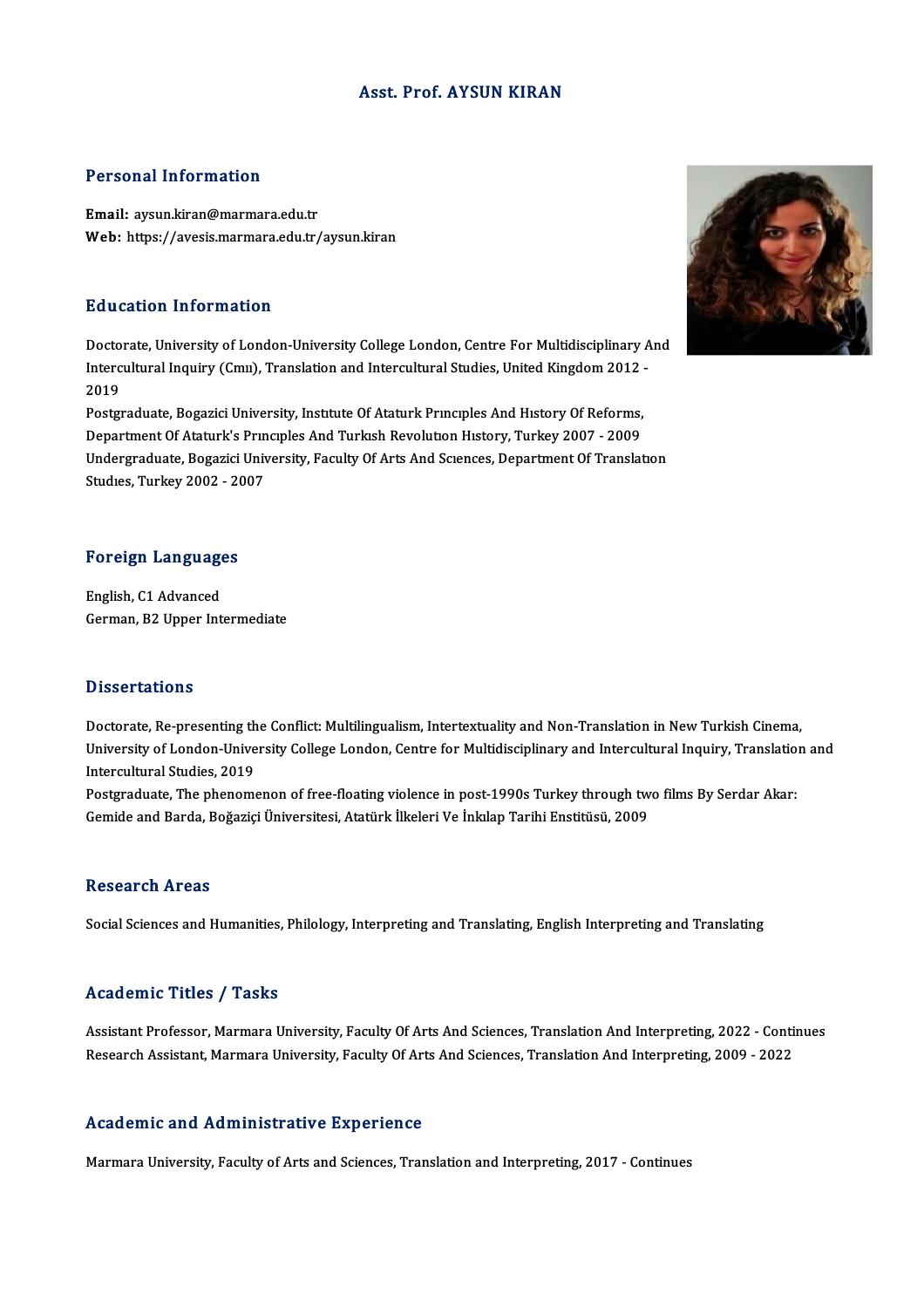# Asst. Prof. AYSUN KIRAN

## Personal Information

**Email:** aysun.kiran@marmara.edu.tr
**Web:** https://avesis.marmara.edu.tr/aysun.kiran

## Education Information

Doctorate, University of London-University College London, Centre For Multidisciplinary And Intercultural Inquiry (Cmıı), Translation and Intercultural Studies, United Kingdom 2012 - 2019
Postgraduate, Bogazici University, Instıtute Of Ataturk Prıncıples And Hıstory Of Reforms, Department Of Ataturk's Prıncıples And Turkısh Revolutıon Hıstory, Turkey 2007 - 2009
Undergraduate, Bogazici University, Faculty Of Arts And Scıences, Department Of Translatıon Studıes, Turkey 2002 - 2007

## Foreign Languages

English, C1 Advanced
German, B2 Upper Intermediate

## Dissertations

Doctorate, Re-presenting the Conflict: Multilingualism, Intertextuality and Non-Translation in New Turkish Cinema, University of London-University College London, Centre for Multidisciplinary and Intercultural Inquiry, Translation and Intercultural Studies, 2019
Postgraduate, The phenomenon of free-floating violence in post-1990s Turkey through two films By Serdar Akar: Gemide and Barda, Boğaziçi Üniversitesi, Atatürk İlkeleri Ve İnkılap Tarihi Enstitüsü, 2009

## Research Areas

Social Sciences and Humanities, Philology, Interpreting and Translating, English Interpreting and Translating

## Academic Titles / Tasks

Assistant Professor, Marmara University, Faculty Of Arts And Sciences, Translation And Interpreting, 2022 - Continues
Research Assistant, Marmara University, Faculty Of Arts And Sciences, Translation And Interpreting, 2009 - 2022

## Academic and Administrative Experience

Marmara University, Faculty of Arts and Sciences, Translation and Interpreting, 2017 - Continues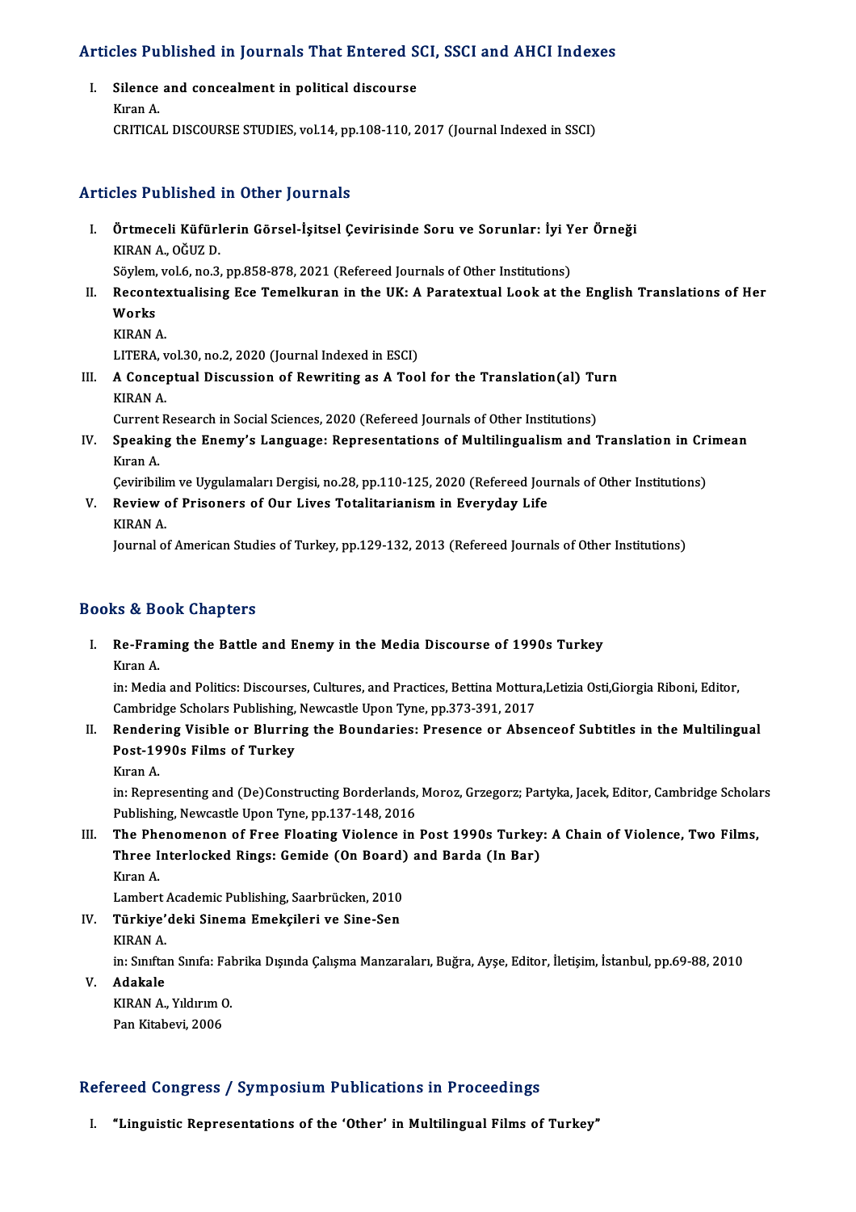## Articles Published in Journals That Entered SCI, SSCI and AHCI Indexes

I. **Silence and concealment in political discourse**
   Kıran A.
   CRITICAL DISCOURSE STUDIES, vol.14, pp.108-110, 2017 (Journal Indexed in SSCI)

## Articles Published in Other Journals

I. **Örtmeceli Küfürlerin Görsel-İşitsel Çevirisinde Soru ve Sorunlar: İyi Yer Örneği**
   KIRAN A., OĞUZ D.
   Söylem, vol.6, no.3, pp.858-878, 2021 (Refereed Journals of Other Institutions)
II. **Recontextualising Ece Temelkuran in the UK: A Paratextual Look at the English Translations of Her Works**
   KIRAN A.
   LITERA, vol.30, no.2, 2020 (Journal Indexed in ESCI)
III. **A Conceptual Discussion of Rewriting as A Tool for the Translation(al) Turn**
   KIRAN A.
   Current Research in Social Sciences, 2020 (Refereed Journals of Other Institutions)
IV. **Speaking the Enemy's Language: Representations of Multilingualism and Translation in Crimean**
   Kıran A.
   Çeviribilim ve Uygulamaları Dergisi, no.28, pp.110-125, 2020 (Refereed Journals of Other Institutions)
V. **Review of Prisoners of Our Lives Totalitarianism in Everyday Life**
   KIRAN A.
   Journal of American Studies of Turkey, pp.129-132, 2013 (Refereed Journals of Other Institutions)

## Books & Book Chapters

I. **Re-Framing the Battle and Enemy in the Media Discourse of 1990s Turkey**
   Kıran A.
   in: Media and Politics: Discourses, Cultures, and Practices, Bettina Mottura,Letizia Osti,Giorgia Riboni, Editor, Cambridge Scholars Publishing, Newcastle Upon Tyne, pp.373-391, 2017
II. **Rendering Visible or Blurring the Boundaries: Presence or Absenceof Subtitles in the Multilingual Post-1990s Films of Turkey**
   Kıran A.
   in: Representing and (De)Constructing Borderlands, Moroz, Grzegorz; Partyka, Jacek, Editor, Cambridge Scholars Publishing, Newcastle Upon Tyne, pp.137-148, 2016
III. **The Phenomenon of Free Floating Violence in Post 1990s Turkey: A Chain of Violence, Two Films, Three Interlocked Rings: Gemide (On Board) and Barda (In Bar)**
   Kıran A.
   Lambert Academic Publishing, Saarbrücken, 2010
IV. **Türkiye'deki Sinema Emekçileri ve Sine-Sen**
   KIRAN A.
   in: Sınıftan Sınıfa: Fabrika Dışında Çalışma Manzaraları, Buğra, Ayşe, Editor, İletişim, İstanbul, pp.69-88, 2010
V. **Adakale**
   KIRAN A., Yıldırım O.
   Pan Kitabevi, 2006

## Refereed Congress / Symposium Publications in Proceedings

I. **"Linguistic Representations of the 'Other' in Multilingual Films of Turkey"**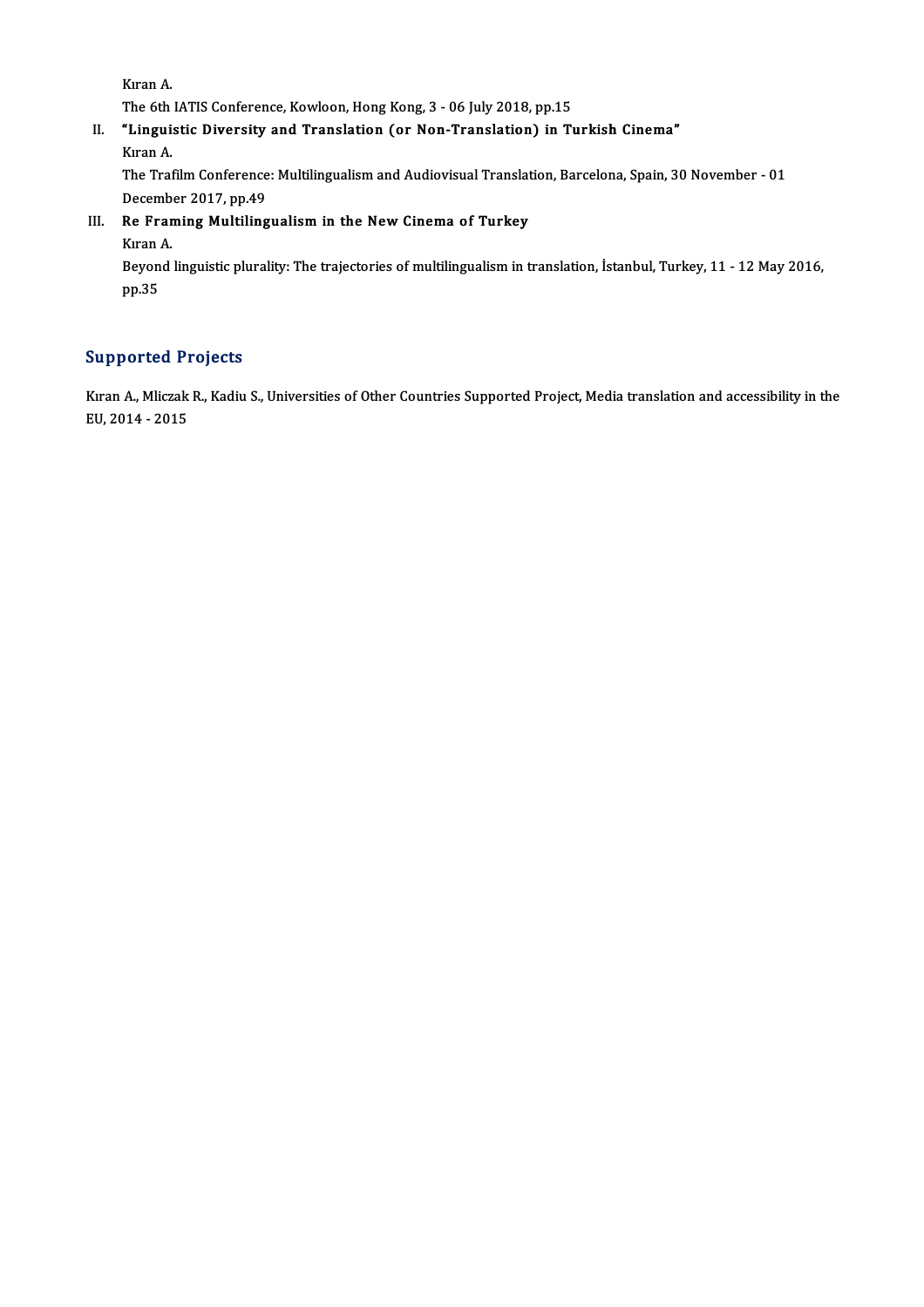Kıran A.
The 6th IATIS Conference, Kowloon, Hong Kong, 3 - 06 July 2018, pp.15

II. **“Linguistic Diversity and Translation (or Non-Translation) in Turkish Cinema”**
Kıran A.
The Trafilm Conference: Multilingualism and Audiovisual Translation, Barcelona, Spain, 30 November - 01 December 2017, pp.49

III. **Re Framing Multilingualism in the New Cinema of Turkey**
Kıran A.
Beyond linguistic plurality: The trajectories of multilingualism in translation, İstanbul, Turkey, 11 - 12 May 2016, pp.35

## Supported Projects

Kıran A., Mliczak R., Kadiu S., Universities of Other Countries Supported Project, Media translation and accessibility in the EU, 2014 - 2015